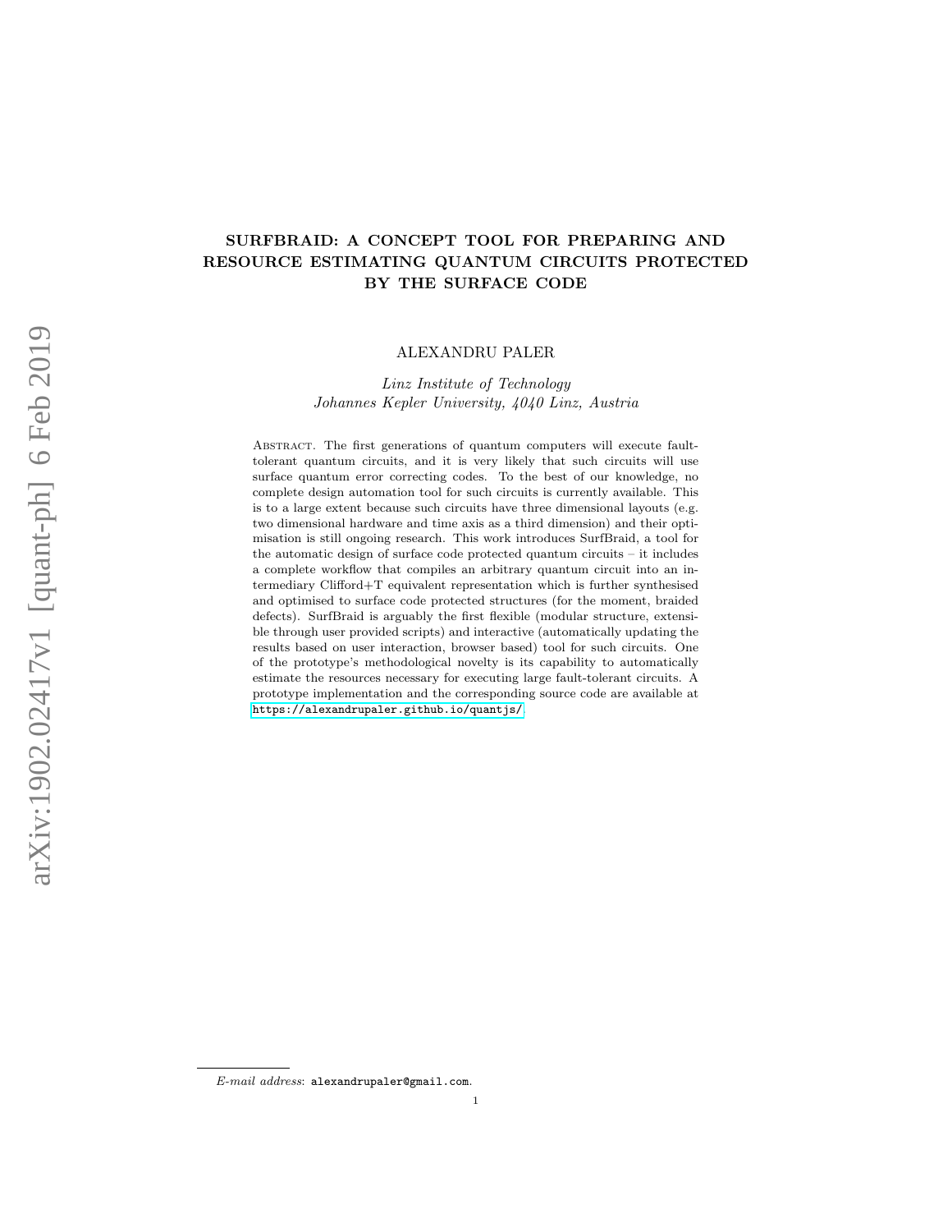# SURFBRAID: A CONCEPT TOOL FOR PREPARING AND RESOURCE ESTIMATING QUANTUM CIRCUITS PROTECTED BY THE SURFACE CODE

ALEXANDRU PALER

*Linz Institute of Technology*
*Johannes Kepler University, 4040 Linz, Austria*

Abstract. The first generations of quantum computers will execute fault-tolerant quantum circuits, and it is very likely that such circuits will use surface quantum error correcting codes. To the best of our knowledge, no complete design automation tool for such circuits is currently available. This is to a large extent because such circuits have three dimensional layouts (e.g. two dimensional hardware and time axis as a third dimension) and their optimisation is still ongoing research. This work introduces SurfBraid, a tool for the automatic design of surface code protected quantum circuits – it includes a complete workflow that compiles an arbitrary quantum circuit into an intermediary Clifford+T equivalent representation which is further synthesised and optimised to surface code protected structures (for the moment, braided defects). SurfBraid is arguably the first flexible (modular structure, extensible through user provided scripts) and interactive (automatically updating the results based on user interaction, browser based) tool for such circuits. One of the prototype's methodological novelty is its capability to automatically estimate the resources necessary for executing large fault-tolerant circuits. A prototype implementation and the corresponding source code are available at https://alexandrupaler.github.io/quantjs/

*E-mail address*: alexandrupaler@gmail.com.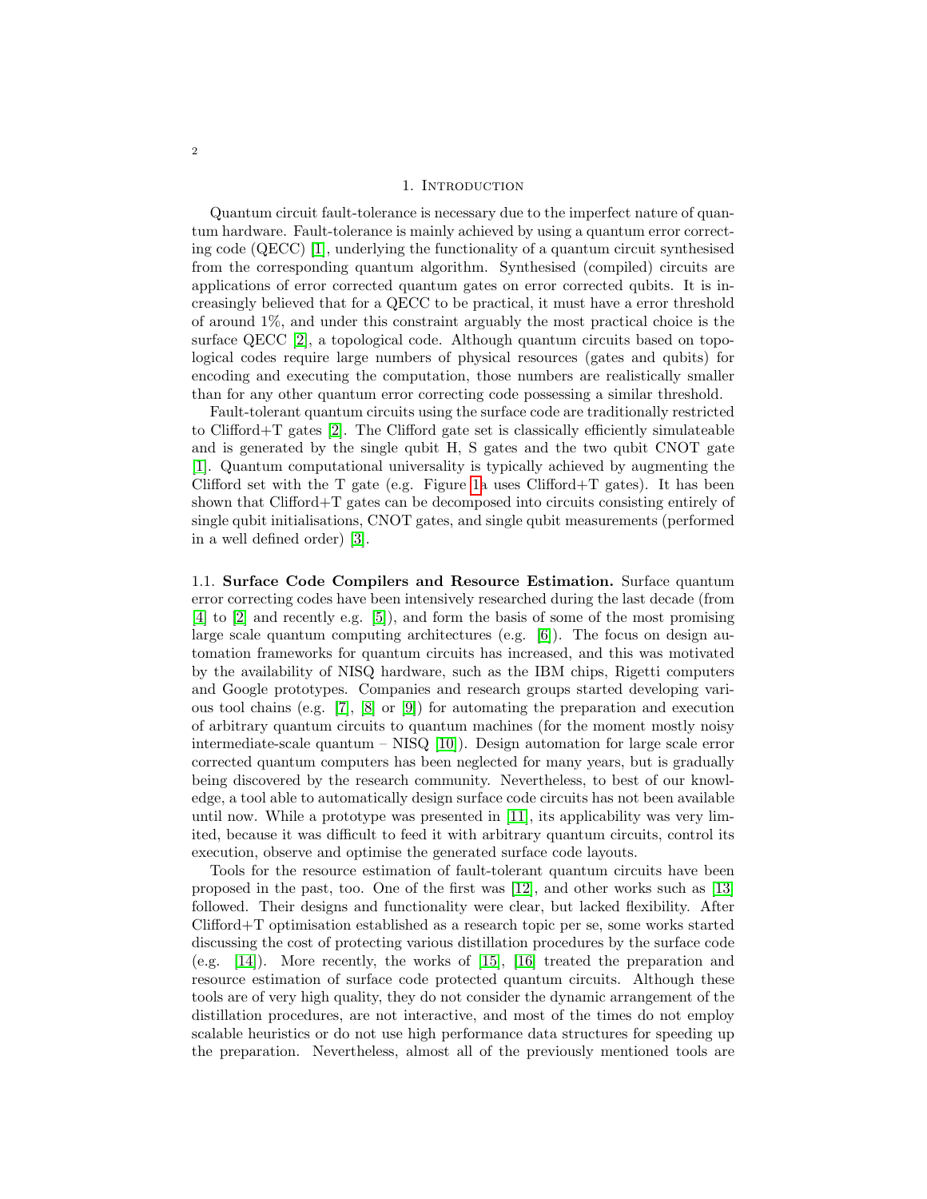## 1. Introduction

Quantum circuit fault-tolerance is necessary due to the imperfect nature of quantum hardware. Fault-tolerance is mainly achieved by using a quantum error correcting code (QECC) [1], underlying the functionality of a quantum circuit synthesised from the corresponding quantum algorithm. Synthesised (compiled) circuits are applications of error corrected quantum gates on error corrected qubits. It is increasingly believed that for a QECC to be practical, it must have a error threshold of around 1%, and under this constraint arguably the most practical choice is the surface QECC [2], a topological code. Although quantum circuits based on topological codes require large numbers of physical resources (gates and qubits) for encoding and executing the computation, those numbers are realistically smaller than for any other quantum error correcting code possessing a similar threshold.

Fault-tolerant quantum circuits using the surface code are traditionally restricted to Clifford+T gates [2]. The Clifford gate set is classically efficiently simulateable and is generated by the single qubit H, S gates and the two qubit CNOT gate [1]. Quantum computational universality is typically achieved by augmenting the Clifford set with the T gate (e.g. Figure 1a uses Clifford+T gates). It has been shown that Clifford+T gates can be decomposed into circuits consisting entirely of single qubit initialisations, CNOT gates, and single qubit measurements (performed in a well defined order) [3].

1.1. **Surface Code Compilers and Resource Estimation.** Surface quantum error correcting codes have been intensively researched during the last decade (from [4] to [2] and recently e.g. [5]), and form the basis of some of the most promising large scale quantum computing architectures (e.g. [6]). The focus on design automation frameworks for quantum circuits has increased, and this was motivated by the availability of NISQ hardware, such as the IBM chips, Rigetti computers and Google prototypes. Companies and research groups started developing various tool chains (e.g. [7], [8] or [9]) for automating the preparation and execution of arbitrary quantum circuits to quantum machines (for the moment mostly noisy intermediate-scale quantum – NISQ [10]). Design automation for large scale error corrected quantum computers has been neglected for many years, but is gradually being discovered by the research community. Nevertheless, to best of our knowledge, a tool able to automatically design surface code circuits has not been available until now. While a prototype was presented in [11], its applicability was very limited, because it was difficult to feed it with arbitrary quantum circuits, control its execution, observe and optimise the generated surface code layouts.

Tools for the resource estimation of fault-tolerant quantum circuits have been proposed in the past, too. One of the first was [12], and other works such as [13] followed. Their designs and functionality were clear, but lacked flexibility. After Clifford+T optimisation established as a research topic per se, some works started discussing the cost of protecting various distillation procedures by the surface code (e.g. [14]). More recently, the works of [15], [16] treated the preparation and resource estimation of surface code protected quantum circuits. Although these tools are of very high quality, they do not consider the dynamic arrangement of the distillation procedures, are not interactive, and most of the times do not employ scalable heuristics or do not use high performance data structures for speeding up the preparation. Nevertheless, almost all of the previously mentioned tools are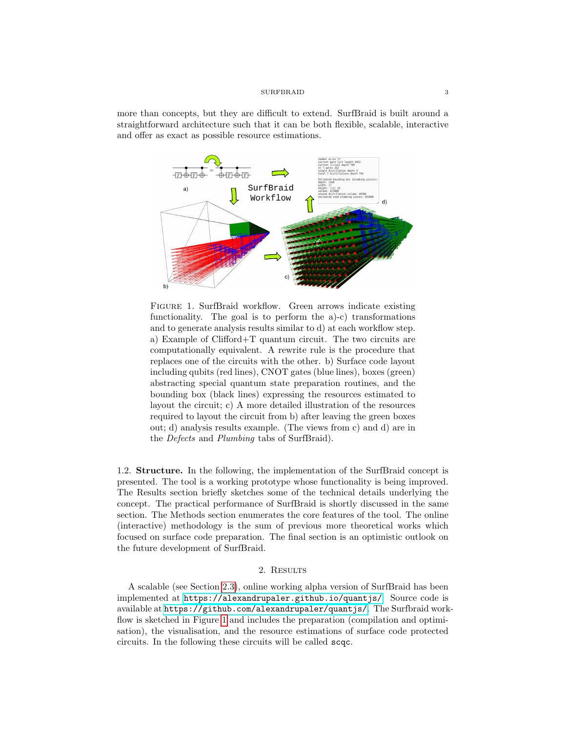more than concepts, but they are difficult to extend. SurfBraid is built around a straightforward architecture such that it can be both flexible, scalable, interactive and offer as exact as possible resource estimations.

FIGURE 1. SurfBraid workflow. Green arrows indicate existing functionality. The goal is to perform the a)-c) transformations and to generate analysis results similar to d) at each workflow step. a) Example of Clifford+T quantum circuit. The two circuits are computationally equivalent. A rewrite rule is the procedure that replaces one of the circuits with the other. b) Surface code layout including qubits (red lines), CNOT gates (blue lines), boxes (green) abstracting special quantum state preparation routines, and the bounding box (black lines) expressing the resources estimated to layout the circuit; c) A more detailed illustration of the resources required to layout the circuit from b) after leaving the green boxes out; d) analysis results example. (The views from c) and d) are in the *Defects* and *Plumbing* tabs of SurfBraid).

1.2. **Structure.** In the following, the implementation of the SurfBraid concept is presented. The tool is a working prototype whose functionality is being improved. The Results section briefly sketches some of the technical details underlying the concept. The practical performance of SurfBraid is shortly discussed in the same section. The Methods section enumerates the core features of the tool. The online (interactive) methodology is the sum of previous more theoretical works which focused on surface code preparation. The final section is an optimistic outlook on the future development of SurfBraid.

## 2. Results

A scalable (see Section 2.3), online working alpha version of SurfBraid has been implemented at `https://alexandrupaler.github.io/quantjs/`. Source code is available at `https://github.com/alexandrupaler/quantjs/`. The Surfbraid workflow is sketched in Figure 1 and includes the preparation (compilation and optimisation), the visualisation, and the resource estimations of surface code protected circuits. In the following these circuits will be called `scqc`.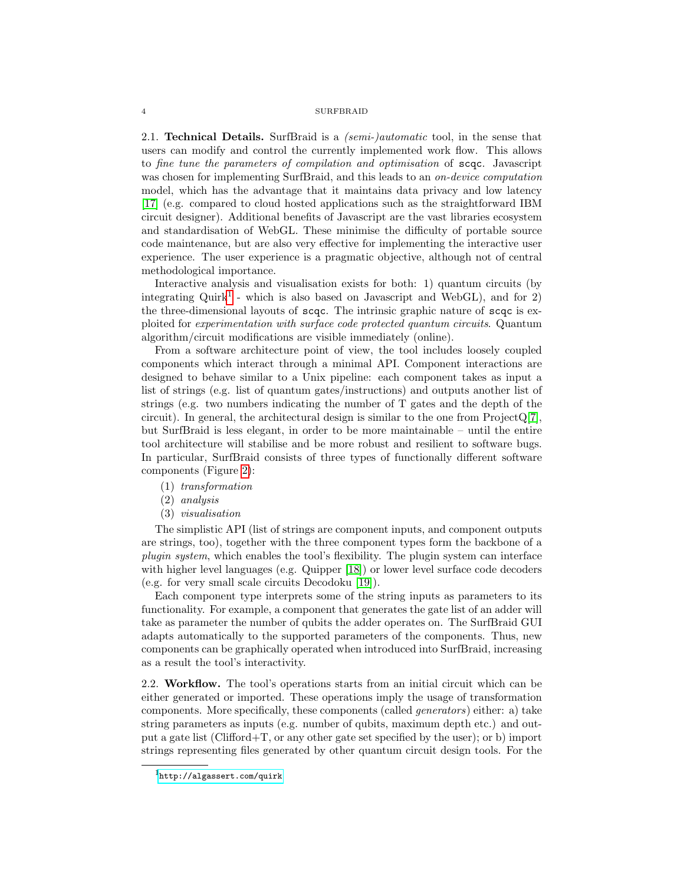2.1. **Technical Details.** SurfBraid is a *(semi-)automatic* tool, in the sense that users can modify and control the currently implemented work flow. This allows to *fine tune the parameters of compilation and optimisation* of `scqc`. Javascript was chosen for implementing SurfBraid, and this leads to an *on-device computation* model, which has the advantage that it maintains data privacy and low latency [17] (e.g. compared to cloud hosted applications such as the straightforward IBM circuit designer). Additional benefits of Javascript are the vast libraries ecosystem and standardisation of WebGL. These minimise the difficulty of portable source code maintenance, but are also very effective for implementing the interactive user experience. The user experience is a pragmatic objective, although not of central methodological importance.

Interactive analysis and visualisation exists for both: 1) quantum circuits (by integrating Quirk[1] - which is also based on Javascript and WebGL), and for 2) the three-dimensional layouts of `scqc`. The intrinsic graphic nature of `scqc` is exploited for *experimentation with surface code protected quantum circuits*. Quantum algorithm/circuit modifications are visible immediately (online).

From a software architecture point of view, the tool includes loosely coupled components which interact through a minimal API. Component interactions are designed to behave similar to a Unix pipeline: each component takes as input a list of strings (e.g. list of quantum gates/instructions) and outputs another list of strings (e.g. two numbers indicating the number of T gates and the depth of the circuit). In general, the architectural design is similar to the one from ProjectQ[7], but SurfBraid is less elegant, in order to be more maintainable – until the entire tool architecture will stabilise and be more robust and resilient to software bugs. In particular, SurfBraid consists of three types of functionally different software components (Figure 2):

(1) *transformation*
(2) *analysis*
(3) *visualisation*

The simplistic API (list of strings are component inputs, and component outputs are strings, too), together with the three component types form the backbone of a *plugin system*, which enables the tool's flexibility. The plugin system can interface with higher level languages (e.g. Quipper [18]) or lower level surface code decoders (e.g. for very small scale circuits Decodoku [19]).

Each component type interprets some of the string inputs as parameters to its functionality. For example, a component that generates the gate list of an adder will take as parameter the number of qubits the adder operates on. The SurfBraid GUI adapts automatically to the supported parameters of the components. Thus, new components can be graphically operated when introduced into SurfBraid, increasing as a result the tool's interactivity.

2.2. **Workflow.** The tool's operations starts from an initial circuit which can be either generated or imported. These operations imply the usage of transformation components. More specifically, these components (called *generators*) either: a) take string parameters as inputs (e.g. number of qubits, maximum depth etc.) and output a gate list (Clifford+T, or any other gate set specified by the user); or b) import strings representing files generated by other quantum circuit design tools. For the

[1] http://algassert.com/quirk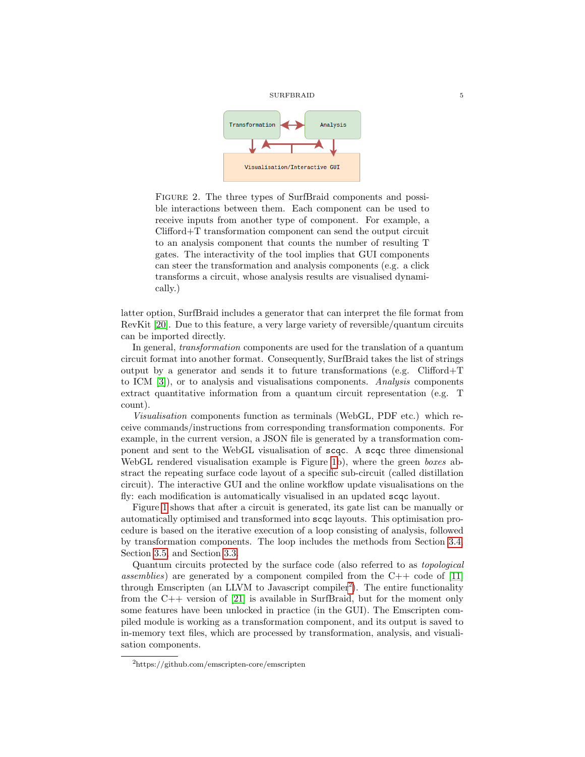FIGURE 2. The three types of SurfBraid components and possible interactions between them. Each component can be used to receive inputs from another type of component. For example, a Clifford+T transformation component can send the output circuit to an analysis component that counts the number of resulting T gates. The interactivity of the tool implies that GUI components can steer the transformation and analysis components (e.g. a click transforms a circuit, whose analysis results are visualised dynamically.)

latter option, SurfBraid includes a generator that can interpret the file format from RevKit [20]. Due to this feature, a very large variety of reversible/quantum circuits can be imported directly.

In general, *transformation* components are used for the translation of a quantum circuit format into another format. Consequently, SurfBraid takes the list of strings output by a generator and sends it to future transformations (e.g. Clifford+T to ICM [3]), or to analysis and visualisations components. *Analysis* components extract quantitative information from a quantum circuit representation (e.g. T count).

*Visualisation* components function as terminals (WebGL, PDF etc.) which receive commands/instructions from corresponding transformation components. For example, in the current version, a JSON file is generated by a transformation component and sent to the WebGL visualisation of `scqc`. A `scqc` three dimensional WebGL rendered visualisation example is Figure 1b), where the green *boxes* abstract the repeating surface code layout of a specific sub-circuit (called distillation circuit). The interactive GUI and the online workflow update visualisations on the fly: each modification is automatically visualised in an updated `scqc` layout.

Figure 1 shows that after a circuit is generated, its gate list can be manually or automatically optimised and transformed into `scqc` layouts. This optimisation procedure is based on the iterative execution of a loop consisting of analysis, followed by transformation components. The loop includes the methods from Section 3.4, Section 3.5, and Section 3.3.

Quantum circuits protected by the surface code (also referred to as *topological assemblies*) are generated by a component compiled from the C++ code of [11] through Emscripten (an LLVM to Javascript compiler[2]). The entire functionality from the C++ version of [21] is available in SurfBraid, but for the moment only some features have been unlocked in practice (in the GUI). The Emscripten compiled module is working as a transformation component, and its output is saved to in-memory text files, which are processed by transformation, analysis, and visualisation components.

[2] https://github.com/emscripten-core/emscripten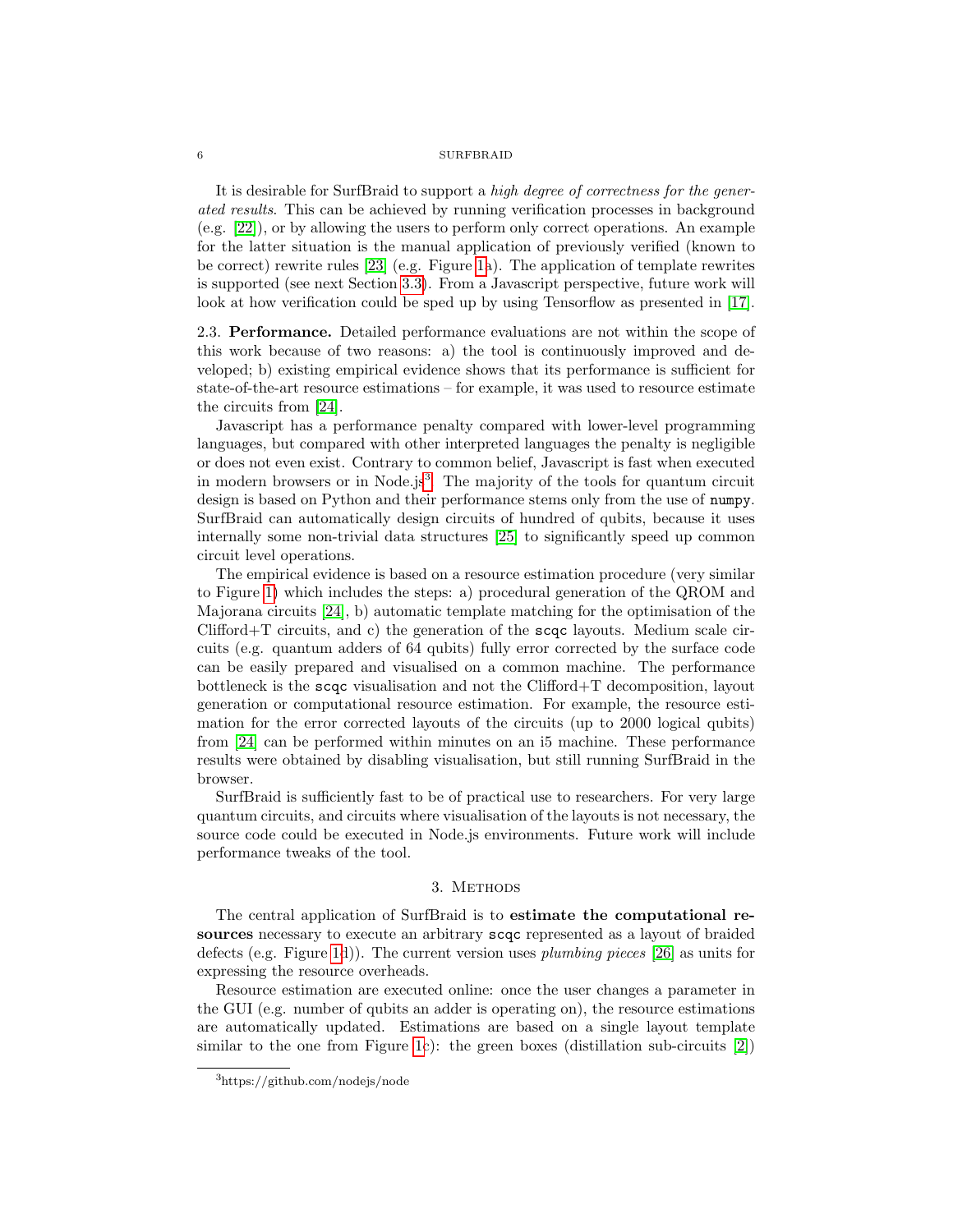It is desirable for SurfBraid to support a *high degree of correctness for the generated results*. This can be achieved by running verification processes in background (e.g. [22]), or by allowing the users to perform only correct operations. An example for the latter situation is the manual application of previously verified (known to be correct) rewrite rules [23] (e.g. Figure 1a). The application of template rewrites is supported (see next Section 3.3). From a Javascript perspective, future work will look at how verification could be sped up by using Tensorflow as presented in [17].

2.3. **Performance.** Detailed performance evaluations are not within the scope of this work because of two reasons: a) the tool is continuously improved and developed; b) existing empirical evidence shows that its performance is sufficient for state-of-the-art resource estimations – for example, it was used to resource estimate the circuits from [24].

Javascript has a performance penalty compared with lower-level programming languages, but compared with other interpreted languages the penalty is negligible or does not even exist. Contrary to common belief, Javascript is fast when executed in modern browsers or in Node.js[3]. The majority of the tools for quantum circuit design is based on Python and their performance stems only from the use of `numpy`. SurfBraid can automatically design circuits of hundred of qubits, because it uses internally some non-trivial data structures [25] to significantly speed up common circuit level operations.

The empirical evidence is based on a resource estimation procedure (very similar to Figure 1) which includes the steps: a) procedural generation of the QROM and Majorana circuits [24], b) automatic template matching for the optimisation of the Clifford+T circuits, and c) the generation of the `scqc` layouts. Medium scale circuits (e.g. quantum adders of 64 qubits) fully error corrected by the surface code can be easily prepared and visualised on a common machine. The performance bottleneck is the `scqc` visualisation and not the Clifford+T decomposition, layout generation or computational resource estimation. For example, the resource estimation for the error corrected layouts of the circuits (up to 2000 logical qubits) from [24] can be performed within minutes on an i5 machine. These performance results were obtained by disabling visualisation, but still running SurfBraid in the browser.

SurfBraid is sufficiently fast to be of practical use to researchers. For very large quantum circuits, and circuits where visualisation of the layouts is not necessary, the source code could be executed in Node.js environments. Future work will include performance tweaks of the tool.

## 3. Methods

The central application of SurfBraid is to **estimate the computational resources** necessary to execute an arbitrary `scqc` represented as a layout of braided defects (e.g. Figure 1d)). The current version uses *plumbing pieces* [26] as units for expressing the resource overheads.

Resource estimation are executed online: once the user changes a parameter in the GUI (e.g. number of qubits an adder is operating on), the resource estimations are automatically updated. Estimations are based on a single layout template similar to the one from Figure 1c): the green boxes (distillation sub-circuits [2])

[3] https://github.com/nodejs/node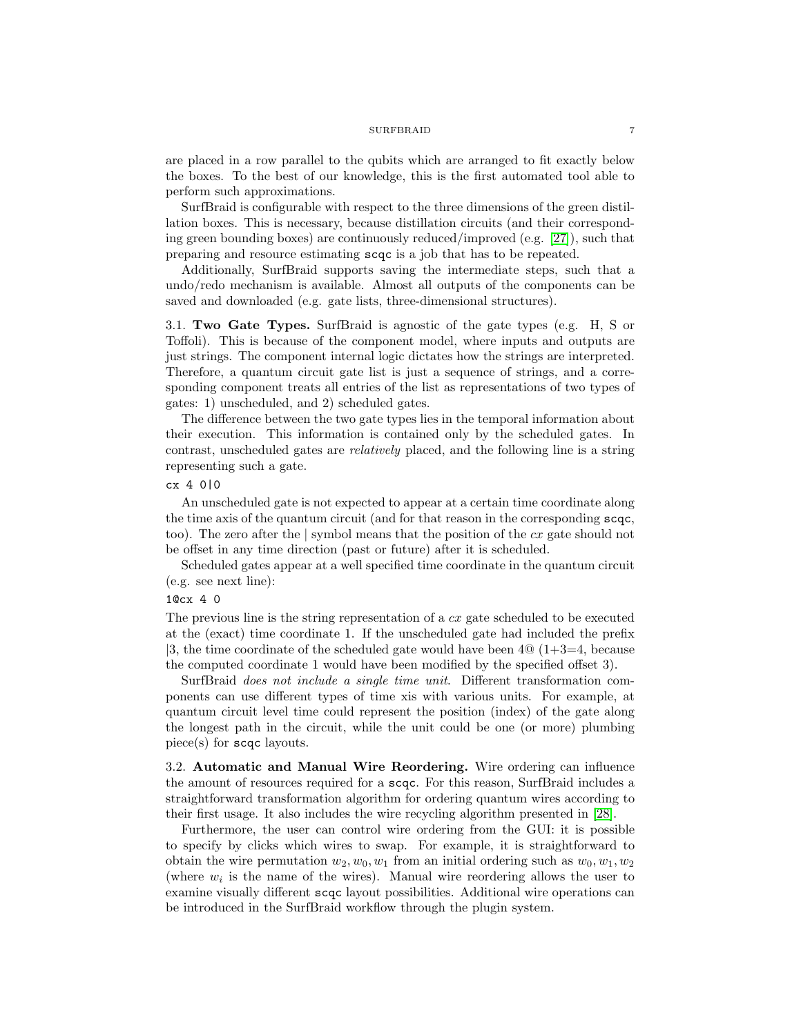are placed in a row parallel to the qubits which are arranged to fit exactly below the boxes. To the best of our knowledge, this is the first automated tool able to perform such approximations.

SurfBraid is configurable with respect to the three dimensions of the green distillation boxes. This is necessary, because distillation circuits (and their corresponding green bounding boxes) are continuously reduced/improved (e.g. [27]), such that preparing and resource estimating `scqc` is a job that has to be repeated.

Additionally, SurfBraid supports saving the intermediate steps, such that a undo/redo mechanism is available. Almost all outputs of the components can be saved and downloaded (e.g. gate lists, three-dimensional structures).

### 3.1. Two Gate Types.

SurfBraid is agnostic of the gate types (e.g. H, S or Toffoli). This is because of the component model, where inputs and outputs are just strings. The component internal logic dictates how the strings are interpreted. Therefore, a quantum circuit gate list is just a sequence of strings, and a corresponding component treats all entries of the list as representations of two types of gates: 1) unscheduled, and 2) scheduled gates.

The difference between the two gate types lies in the temporal information about their execution. This information is contained only by the scheduled gates. In contrast, unscheduled gates are *relatively* placed, and the following line is a string representing such a gate.

```
cx 4 0|0
```

An unscheduled gate is not expected to appear at a certain time coordinate along the time axis of the quantum circuit (and for that reason in the corresponding `scqc`, too). The zero after the | symbol means that the position of the *cx* gate should not be offset in any time direction (past or future) after it is scheduled.

Scheduled gates appear at a well specified time coordinate in the quantum circuit (e.g. see next line):

```
1@cx 4 0
```

The previous line is the string representation of a *cx* gate scheduled to be executed at the (exact) time coordinate 1. If the unscheduled gate had included the prefix |3, the time coordinate of the scheduled gate would have been 4@ (1+3=4, because the computed coordinate 1 would have been modified by the specified offset 3).

SurfBraid *does not include a single time unit*. Different transformation components can use different types of time xis with various units. For example, at quantum circuit level time could represent the position (index) of the gate along the longest path in the circuit, while the unit could be one (or more) plumbing piece(s) for `scqc` layouts.

### 3.2. Automatic and Manual Wire Reordering.

Wire ordering can influence the amount of resources required for a `scqc`. For this reason, SurfBraid includes a straightforward transformation algorithm for ordering quantum wires according to their first usage. It also includes the wire recycling algorithm presented in [28].

Furthermore, the user can control wire ordering from the GUI: it is possible to specify by clicks which wires to swap. For example, it is straightforward to obtain the wire permutation $w_2, w_0, w_1$ from an initial ordering such as $w_0, w_1, w_2$ (where $w_i$ is the name of the wires). Manual wire reordering allows the user to examine visually different `scqc` layout possibilities. Additional wire operations can be introduced in the SurfBraid workflow through the plugin system.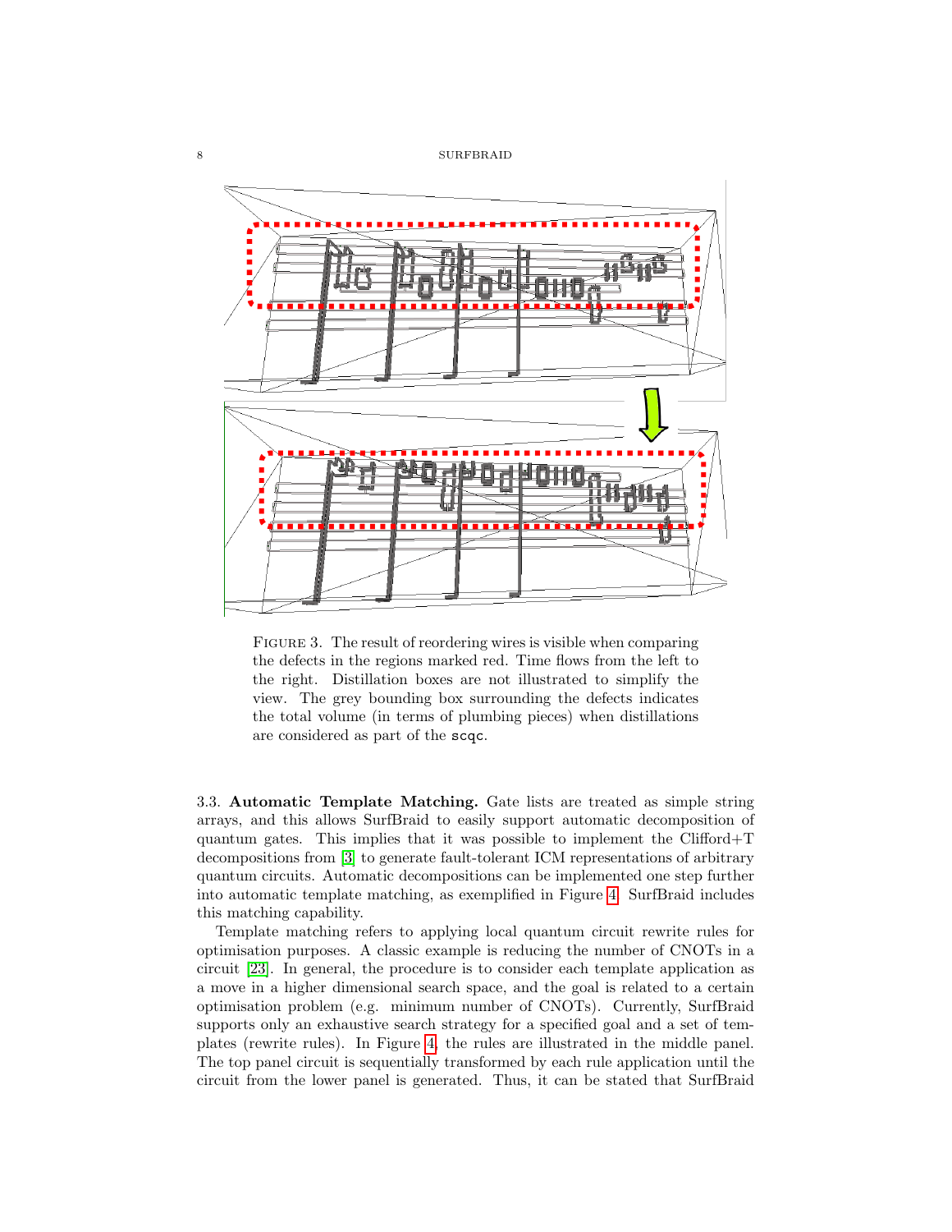FIGURE 3. The result of reordering wires is visible when comparing the defects in the regions marked red. Time flows from the left to the right. Distillation boxes are not illustrated to simplify the view. The grey bounding box surrounding the defects indicates the total volume (in terms of plumbing pieces) when distillations are considered as part of the `scqc`.

3.3. **Automatic Template Matching.** Gate lists are treated as simple string arrays, and this allows SurfBraid to easily support automatic decomposition of quantum gates. This implies that it was possible to implement the Clifford+T decompositions from [3] to generate fault-tolerant ICM representations of arbitrary quantum circuits. Automatic decompositions can be implemented one step further into automatic template matching, as exemplified in Figure 4. SurfBraid includes this matching capability.

Template matching refers to applying local quantum circuit rewrite rules for optimisation purposes. A classic example is reducing the number of CNOTs in a circuit [23]. In general, the procedure is to consider each template application as a move in a higher dimensional search space, and the goal is related to a certain optimisation problem (e.g. minimum number of CNOTs). Currently, SurfBraid supports only an exhaustive search strategy for a specified goal and a set of templates (rewrite rules). In Figure 4, the rules are illustrated in the middle panel. The top panel circuit is sequentially transformed by each rule application until the circuit from the lower panel is generated. Thus, it can be stated that SurfBraid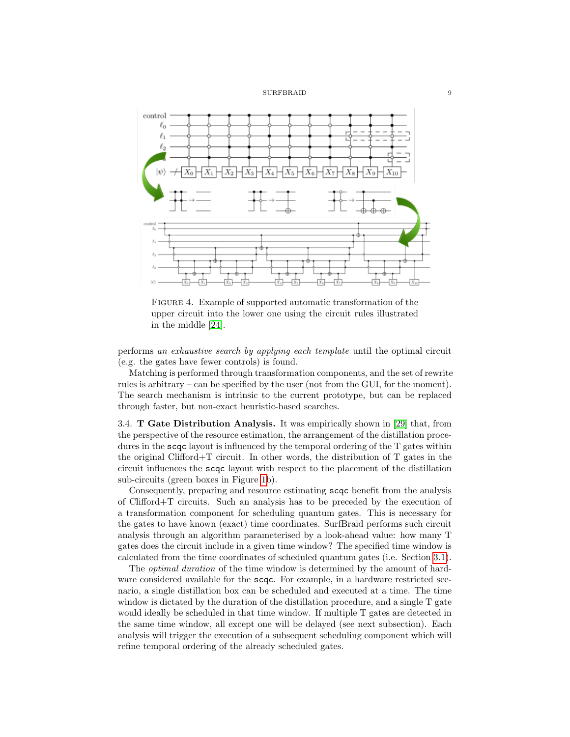FIGURE 4. Example of supported automatic transformation of the upper circuit into the lower one using the circuit rules illustrated in the middle [24].

performs *an exhaustive search by applying each template* until the optimal circuit (e.g. the gates have fewer controls) is found.

Matching is performed through transformation components, and the set of rewrite rules is arbitrary – can be specified by the user (not from the GUI, for the moment). The search mechanism is intrinsic to the current prototype, but can be replaced through faster, but non-exact heuristic-based searches.

3.4. **T Gate Distribution Analysis.** It was empirically shown in [29] that, from the perspective of the resource estimation, the arrangement of the distillation procedures in the `scqc` layout is influenced by the temporal ordering of the T gates within the original Clifford+T circuit. In other words, the distribution of T gates in the circuit influences the `scqc` layout with respect to the placement of the distillation sub-circuits (green boxes in Figure 1b).

Consequently, preparing and resource estimating `scqc` benefit from the analysis of Clifford+T circuits. Such an analysis has to be preceded by the execution of a transformation component for scheduling quantum gates. This is necessary for the gates to have known (exact) time coordinates. SurfBraid performs such circuit analysis through an algorithm parameterised by a look-ahead value: how many T gates does the circuit include in a given time window? The specified time window is calculated from the time coordinates of scheduled quantum gates (i.e. Section 3.1).

The *optimal duration* of the time window is determined by the amount of hardware considered available for the `scqc`. For example, in a hardware restricted scenario, a single distillation box can be scheduled and executed at a time. The time window is dictated by the duration of the distillation procedure, and a single T gate would ideally be scheduled in that time window. If multiple T gates are detected in the same time window, all except one will be delayed (see next subsection). Each analysis will trigger the execution of a subsequent scheduling component which will refine temporal ordering of the already scheduled gates.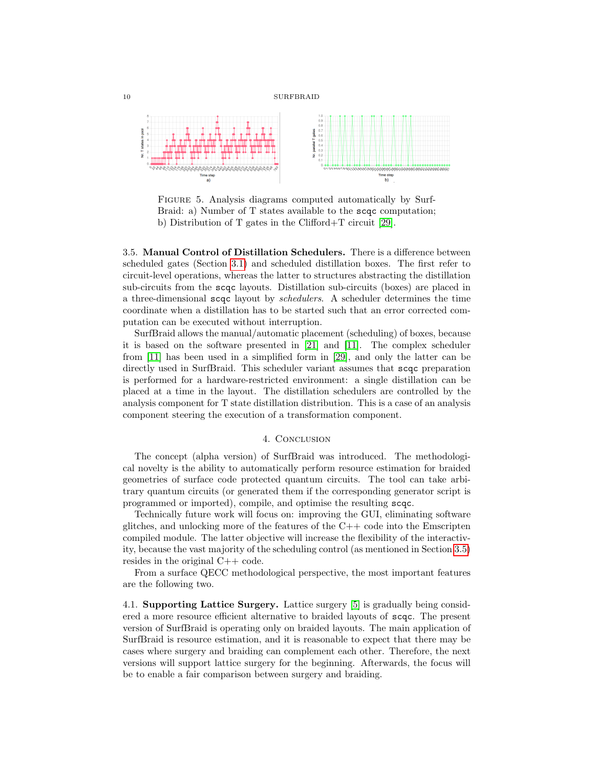FIGURE 5. Analysis diagrams computed automatically by SurfBraid: a) Number of T states available to the scqc computation; b) Distribution of T gates in the Clifford+T circuit [29].

**3.5. Manual Control of Distillation Schedulers.** There is a difference between scheduled gates (Section 3.1) and scheduled distillation boxes. The first refer to circuit-level operations, whereas the latter to structures abstracting the distillation sub-circuits from the scqc layouts. Distillation sub-circuits (boxes) are placed in a three-dimensional scqc layout by *schedulers*. A scheduler determines the time coordinate when a distillation has to be started such that an error corrected computation can be executed without interruption.

SurfBraid allows the manual/automatic placement (scheduling) of boxes, because it is based on the software presented in [21] and [11]. The complex scheduler from [11] has been used in a simplified form in [29], and only the latter can be directly used in SurfBraid. This scheduler variant assumes that scqc preparation is performed for a hardware-restricted environment: a single distillation can be placed at a time in the layout. The distillation schedulers are controlled by the analysis component for T state distillation distribution. This is a case of an analysis component steering the execution of a transformation component.

## 4. CONCLUSION

The concept (alpha version) of SurfBraid was introduced. The methodological novelty is the ability to automatically perform resource estimation for braided geometries of surface code protected quantum circuits. The tool can take arbitrary quantum circuits (or generated them if the corresponding generator script is programmed or imported), compile, and optimise the resulting scqc.

Technically future work will focus on: improving the GUI, eliminating software glitches, and unlocking more of the features of the C++ code into the Emscripten compiled module. The latter objective will increase the flexibility of the interactivity, because the vast majority of the scheduling control (as mentioned in Section 3.5) resides in the original C++ code.

From a surface QECC methodological perspective, the most important features are the following two.

**4.1. Supporting Lattice Surgery.** Lattice surgery [5] is gradually being considered a more resource efficient alternative to braided layouts of scqc. The present version of SurfBraid is operating only on braided layouts. The main application of SurfBraid is resource estimation, and it is reasonable to expect that there may be cases where surgery and braiding can complement each other. Therefore, the next versions will support lattice surgery for the beginning. Afterwards, the focus will be to enable a fair comparison between surgery and braiding.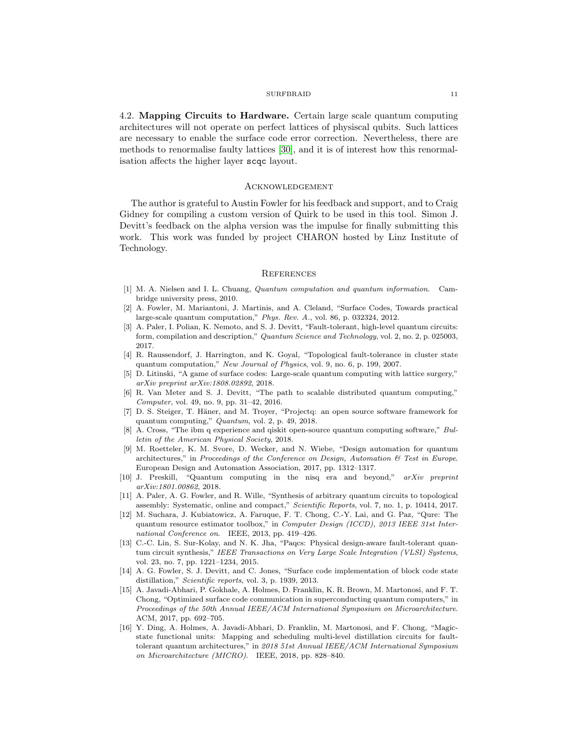4.2. **Mapping Circuits to Hardware.** Certain large scale quantum computing architectures will not operate on perfect lattices of physiscal qubits. Such lattices are necessary to enable the surface code error correction. Nevertheless, there are methods to renormalise faulty lattices [30], and it is of interest how this renormalisation affects the higher layer `scqc` layout.

## Acknowledgement

The author is grateful to Austin Fowler for his feedback and support, and to Craig Gidney for compiling a custom version of Quirk to be used in this tool. Simon J. Devitt's feedback on the alpha version was the impulse for finally submitting this work. This work was funded by project CHARON hosted by Linz Institute of Technology.

## References

[1] M. A. Nielsen and I. L. Chuang, *Quantum computation and quantum information*. Cambridge university press, 2010.

[2] A. Fowler, M. Mariantoni, J. Martinis, and A. Cleland, "Surface Codes, Towards practical large-scale quantum computation," *Phys. Rev. A.*, vol. 86, p. 032324, 2012.

[3] A. Paler, I. Polian, K. Nemoto, and S. J. Devitt, "Fault-tolerant, high-level quantum circuits: form, compilation and description," *Quantum Science and Technology*, vol. 2, no. 2, p. 025003, 2017.

[4] R. Raussendorf, J. Harrington, and K. Goyal, "Topological fault-tolerance in cluster state quantum computation," *New Journal of Physics*, vol. 9, no. 6, p. 199, 2007.

[5] D. Litinski, "A game of surface codes: Large-scale quantum computing with lattice surgery," *arXiv preprint arXiv:1808.02892*, 2018.

[6] R. Van Meter and S. J. Devitt, "The path to scalable distributed quantum computing," *Computer*, vol. 49, no. 9, pp. 31–42, 2016.

[7] D. S. Steiger, T. Häner, and M. Troyer, "Projectq: an open source software framework for quantum computing," *Quantum*, vol. 2, p. 49, 2018.

[8] A. Cross, "The ibm q experience and qiskit open-source quantum computing software," *Bulletin of the American Physical Society*, 2018.

[9] M. Roetteler, K. M. Svore, D. Wecker, and N. Wiebe, "Design automation for quantum architectures," in *Proceedings of the Conference on Design, Automation & Test in Europe*. European Design and Automation Association, 2017, pp. 1312–1317.

[10] J. Preskill, "Quantum computing in the nisq era and beyond," *arXiv preprint arXiv:1801.00862*, 2018.

[11] A. Paler, A. G. Fowler, and R. Wille, "Synthesis of arbitrary quantum circuits to topological assembly: Systematic, online and compact," *Scientific Reports*, vol. 7, no. 1, p. 10414, 2017.

[12] M. Suchara, J. Kubiatowicz, A. Faruque, F. T. Chong, C.-Y. Lai, and G. Paz, "Qure: The quantum resource estimator toolbox," in *Computer Design (ICCD), 2013 IEEE 31st International Conference on*. IEEE, 2013, pp. 419–426.

[13] C.-C. Lin, S. Sur-Kolay, and N. K. Jha, "Paqcs: Physical design-aware fault-tolerant quantum circuit synthesis," *IEEE Transactions on Very Large Scale Integration (VLSI) Systems*, vol. 23, no. 7, pp. 1221–1234, 2015.

[14] A. G. Fowler, S. J. Devitt, and C. Jones, "Surface code implementation of block code state distillation," *Scientific reports*, vol. 3, p. 1939, 2013.

[15] A. Javadi-Abhari, P. Gokhale, A. Holmes, D. Franklin, K. R. Brown, M. Martonosi, and F. T. Chong, "Optimized surface code communication in superconducting quantum computers," in *Proceedings of the 50th Annual IEEE/ACM International Symposium on Microarchitecture*. ACM, 2017, pp. 692–705.

[16] Y. Ding, A. Holmes, A. Javadi-Abhari, D. Franklin, M. Martonosi, and F. Chong, "Magic-state functional units: Mapping and scheduling multi-level distillation circuits for fault-tolerant quantum architectures," in *2018 51st Annual IEEE/ACM International Symposium on Microarchitecture (MICRO)*. IEEE, 2018, pp. 828–840.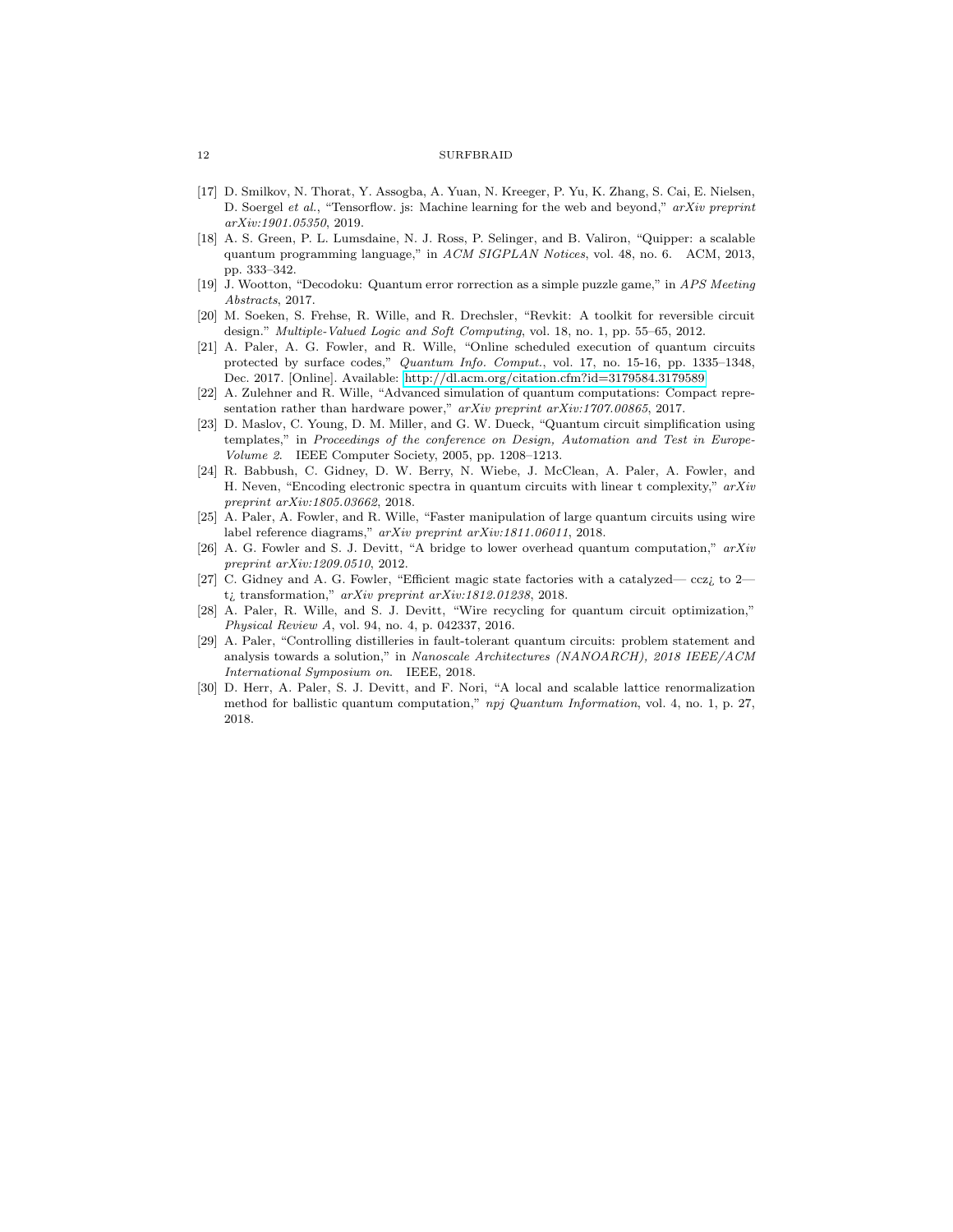[17] D. Smilkov, N. Thorat, Y. Assogba, A. Yuan, N. Kreeger, P. Yu, K. Zhang, S. Cai, E. Nielsen, D. Soergel *et al.*, "Tensorflow. js: Machine learning for the web and beyond," *arXiv preprint arXiv:1901.05350*, 2019.

[18] A. S. Green, P. L. Lumsdaine, N. J. Ross, P. Selinger, and B. Valiron, "Quipper: a scalable quantum programming language," in *ACM SIGPLAN Notices*, vol. 48, no. 6. ACM, 2013, pp. 333–342.

[19] J. Wootton, "Decodoku: Quantum error rorrection as a simple puzzle game," in *APS Meeting Abstracts*, 2017.

[20] M. Soeken, S. Frehse, R. Wille, and R. Drechsler, "Revkit: A toolkit for reversible circuit design." *Multiple-Valued Logic and Soft Computing*, vol. 18, no. 1, pp. 55–65, 2012.

[21] A. Paler, A. G. Fowler, and R. Wille, "Online scheduled execution of quantum circuits protected by surface codes," *Quantum Info. Comput.*, vol. 17, no. 15-16, pp. 1335–1348, Dec. 2017. [Online]. Available: http://dl.acm.org/citation.cfm?id=3179584.3179589

[22] A. Zulehner and R. Wille, "Advanced simulation of quantum computations: Compact representation rather than hardware power," *arXiv preprint arXiv:1707.00865*, 2017.

[23] D. Maslov, C. Young, D. M. Miller, and G. W. Dueck, "Quantum circuit simplification using templates," in *Proceedings of the conference on Design, Automation and Test in Europe-Volume 2*. IEEE Computer Society, 2005, pp. 1208–1213.

[24] R. Babbush, C. Gidney, D. W. Berry, N. Wiebe, J. McClean, A. Paler, A. Fowler, and H. Neven, "Encoding electronic spectra in quantum circuits with linear t complexity," *arXiv preprint arXiv:1805.03662*, 2018.

[25] A. Paler, A. Fowler, and R. Wille, "Faster manipulation of large quantum circuits using wire label reference diagrams," *arXiv preprint arXiv:1811.06011*, 2018.

[26] A. G. Fowler and S. J. Devitt, "A bridge to lower overhead quantum computation," *arXiv preprint arXiv:1209.0510*, 2012.

[27] C. Gidney and A. G. Fowler, "Efficient magic state factories with a catalyzed— ccz¿ to 2— t¿ transformation," *arXiv preprint arXiv:1812.01238*, 2018.

[28] A. Paler, R. Wille, and S. J. Devitt, "Wire recycling for quantum circuit optimization," *Physical Review A*, vol. 94, no. 4, p. 042337, 2016.

[29] A. Paler, "Controlling distilleries in fault-tolerant quantum circuits: problem statement and analysis towards a solution," in *Nanoscale Architectures (NANOARCH), 2018 IEEE/ACM International Symposium on*. IEEE, 2018.

[30] D. Herr, A. Paler, S. J. Devitt, and F. Nori, "A local and scalable lattice renormalization method for ballistic quantum computation," *npj Quantum Information*, vol. 4, no. 1, p. 27, 2018.